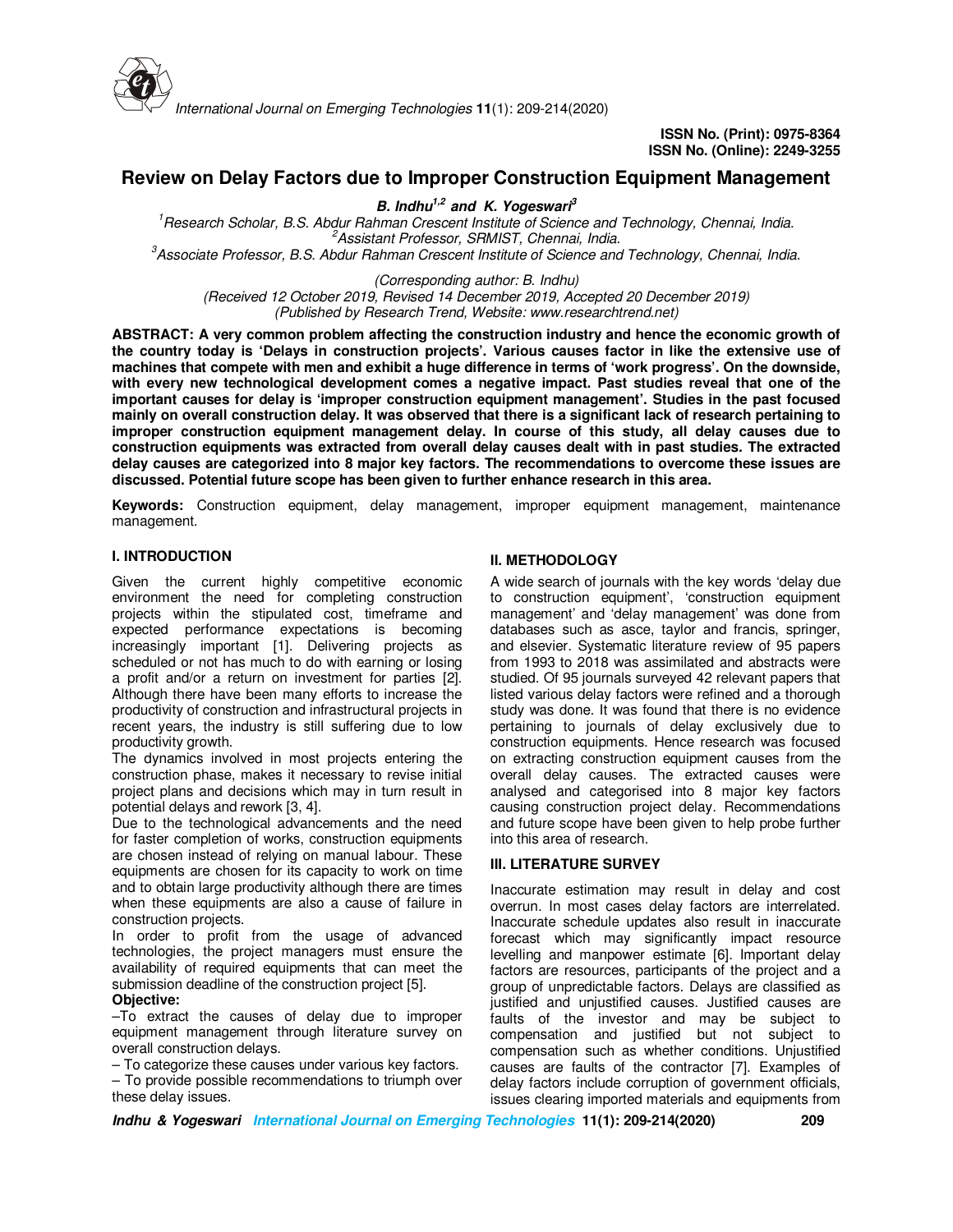ISSN No. (Print): 0975-8364
ISSN No. (Online): 2249-3255

# Review on Delay Factors due to Improper Construction Equipment Management

***B. Indhu[1,2] and K. Yogeswari[3]***

*[1]Research Scholar, B.S. Abdur Rahman Crescent Institute of Science and Technology, Chennai, India.*
*[2]Assistant Professor, SRMIST, Chennai, India.*
*[3]Associate Professor, B.S. Abdur Rahman Crescent Institute of Science and Technology, Chennai, India.*

*(Corresponding author: B. Indhu)*
*(Received 12 October 2019, Revised 14 December 2019, Accepted 20 December 2019)*
*(Published by Research Trend, Website: www.researchtrend.net)*

**ABSTRACT: A very common problem affecting the construction industry and hence the economic growth of the country today is 'Delays in construction projects'. Various causes factor in like the extensive use of machines that compete with men and exhibit a huge difference in terms of 'work progress'. On the downside, with every new technological development comes a negative impact. Past studies reveal that one of the important causes for delay is 'improper construction equipment management'. Studies in the past focused mainly on overall construction delay. It was observed that there is a significant lack of research pertaining to improper construction equipment management delay. In course of this study, all delay causes due to construction equipments was extracted from overall delay causes dealt with in past studies. The extracted delay causes are categorized into 8 major key factors. The recommendations to overcome these issues are discussed. Potential future scope has been given to further enhance research in this area.**

**Keywords:** Construction equipment, delay management, improper equipment management, maintenance management.

## I. INTRODUCTION

Given the current highly competitive economic environment the need for completing construction projects within the stipulated cost, timeframe and expected performance expectations is becoming increasingly important [1]. Delivering projects as scheduled or not has much to do with earning or losing a profit and/or a return on investment for parties [2]. Although there have been many efforts to increase the productivity of construction and infrastructural projects in recent years, the industry is still suffering due to low productivity growth.

The dynamics involved in most projects entering the construction phase, makes it necessary to revise initial project plans and decisions which may in turn result in potential delays and rework [3, 4].

Due to the technological advancements and the need for faster completion of works, construction equipments are chosen instead of relying on manual labour. These equipments are chosen for its capacity to work on time and to obtain large productivity although there are times when these equipments are also a cause of failure in construction projects.

In order to profit from the usage of advanced technologies, the project managers must ensure the availability of required equipments that can meet the submission deadline of the construction project [5].

**Objective:**

–To extract the causes of delay due to improper equipment management through literature survey on overall construction delays.

– To categorize these causes under various key factors.

– To provide possible recommendations to triumph over these delay issues.

## II. METHODOLOGY

A wide search of journals with the key words 'delay due to construction equipment', 'construction equipment management' and 'delay management' was done from databases such as asce, taylor and francis, springer, and elsevier. Systematic literature review of 95 papers from 1993 to 2018 was assimilated and abstracts were studied. Of 95 journals surveyed 42 relevant papers that listed various delay factors were refined and a thorough study was done. It was found that there is no evidence pertaining to journals of delay exclusively due to construction equipments. Hence research was focused on extracting construction equipment causes from the overall delay causes. The extracted causes were analysed and categorised into 8 major key factors causing construction project delay. Recommendations and future scope have been given to help probe further into this area of research.

## III. LITERATURE SURVEY

Inaccurate estimation may result in delay and cost overrun. In most cases delay factors are interrelated. Inaccurate schedule updates also result in inaccurate forecast which may significantly impact resource levelling and manpower estimate [6]. Important delay factors are resources, participants of the project and a group of unpredictable factors. Delays are classified as justified and unjustified causes. Justified causes are faults of the investor and may be subject to compensation and justified but not subject to compensation such as whether conditions. Unjustified causes are faults of the contractor [7]. Examples of delay factors include corruption of government officials, issues clearing imported materials and equipments from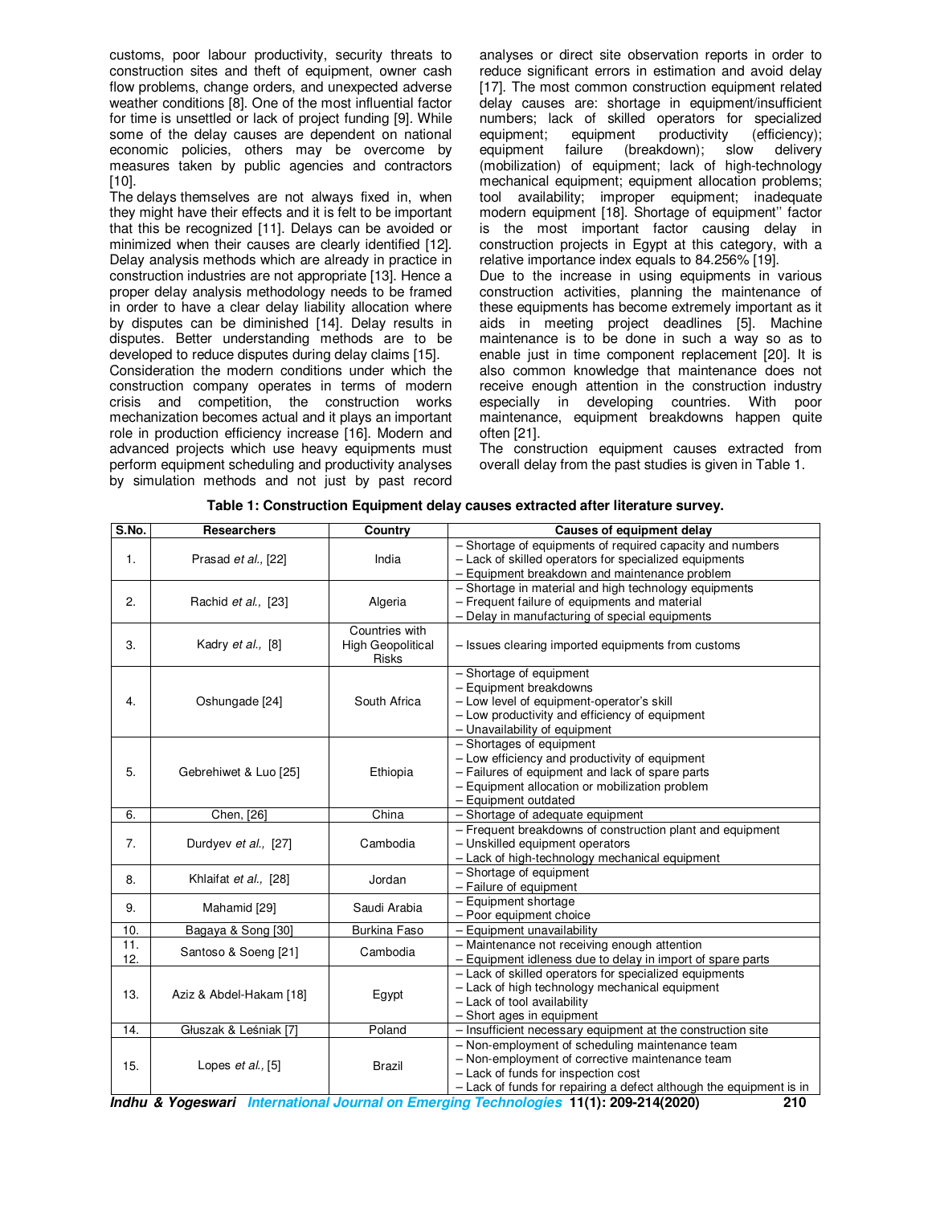customs, poor labour productivity, security threats to construction sites and theft of equipment, owner cash flow problems, change orders, and unexpected adverse weather conditions [8]. One of the most influential factor for time is unsettled or lack of project funding [9]. While some of the delay causes are dependent on national economic policies, others may be overcome by measures taken by public agencies and contractors [10].

The delays themselves are not always fixed in, when they might have their effects and it is felt to be important that this be recognized [11]. Delays can be avoided or minimized when their causes are clearly identified [12]. Delay analysis methods which are already in practice in construction industries are not appropriate [13]. Hence a proper delay analysis methodology needs to be framed in order to have a clear delay liability allocation where by disputes can be diminished [14]. Delay results in disputes. Better understanding methods are to be developed to reduce disputes during delay claims [15].

Consideration the modern conditions under which the construction company operates in terms of modern crisis and competition, the construction works mechanization becomes actual and it plays an important role in production efficiency increase [16]. Modern and advanced projects which use heavy equipments must perform equipment scheduling and productivity analyses by simulation methods and not just by past record analyses or direct site observation reports in order to reduce significant errors in estimation and avoid delay [17]. The most common construction equipment related delay causes are: shortage in equipment/insufficient numbers; lack of skilled operators for specialized equipment; equipment productivity (efficiency); equipment failure (breakdown); slow delivery (mobilization) of equipment; lack of high-technology mechanical equipment; equipment allocation problems; tool availability; improper equipment; inadequate modern equipment [18]. Shortage of equipment'' factor is the most important factor causing delay in construction projects in Egypt at this category, with a relative importance index equals to 84.256% [19].

Due to the increase in using equipments in various construction activities, planning the maintenance of these equipments has become extremely important as it aids in meeting project deadlines [5]. Machine maintenance is to be done in such a way so as to enable just in time component replacement [20]. It is also common knowledge that maintenance does not receive enough attention in the construction industry especially in developing countries. With poor maintenance, equipment breakdowns happen quite often [21].

The construction equipment causes extracted from overall delay from the past studies is given in Table 1.

**Table 1: Construction Equipment delay causes extracted after literature survey.**

| S.No. | Researchers | Country | Causes of equipment delay |
|---|---|---|---|
| 1. | Prasad *et al.,* [22] | India | – Shortage of equipments of required capacity and numbers<br>– Lack of skilled operators for specialized equipments<br>– Equipment breakdown and maintenance problem |
| 2. | Rachid *et al.,* [23] | Algeria | – Shortage in material and high technology equipments<br>– Frequent failure of equipments and material<br>– Delay in manufacturing of special equipments |
| 3. | Kadry *et al.,* [8] | Countries with High Geopolitical Risks | – Issues clearing imported equipments from customs |
| 4. | Oshungade [24] | South Africa | – Shortage of equipment<br>– Equipment breakdowns<br>– Low level of equipment-operator's skill<br>– Low productivity and efficiency of equipment<br>– Unavailability of equipment |
| 5. | Gebrehiwet & Luo [25] | Ethiopia | – Shortages of equipment<br>– Low efficiency and productivity of equipment<br>– Failures of equipment and lack of spare parts<br>– Equipment allocation or mobilization problem<br>– Equipment outdated |
| 6. | Chen, [26] | China | – Shortage of adequate equipment |
| 7. | Durdyev *et al.,* [27] | Cambodia | – Frequent breakdowns of construction plant and equipment<br>– Unskilled equipment operators<br>– Lack of high-technology mechanical equipment |
| 8. | Khlaifat *et al.,* [28] | Jordan | – Shortage of equipment<br>– Failure of equipment |
| 9. | Mahamid [29] | Saudi Arabia | – Equipment shortage<br>– Poor equipment choice |
| 10. | Bagaya & Song [30] | Burkina Faso | – Equipment unavailability |
| 11.<br>12. | Santoso & Soeng [21] | Cambodia | – Maintenance not receiving enough attention<br>– Equipment idleness due to delay in import of spare parts |
| 13. | Aziz & Abdel-Hakam [18] | Egypt | – Lack of skilled operators for specialized equipments<br>– Lack of high technology mechanical equipment<br>– Lack of tool availability<br>– Short ages in equipment |
| 14. | Głuszak & Leśniak [7] | Poland | – Insufficient necessary equipment at the construction site |
| 15. | Lopes *et al.,* [5] | Brazil | – Non-employment of scheduling maintenance team<br>– Non-employment of corrective maintenance team<br>– Lack of funds for inspection cost<br>– Lack of funds for repairing a defect although the equipment is in |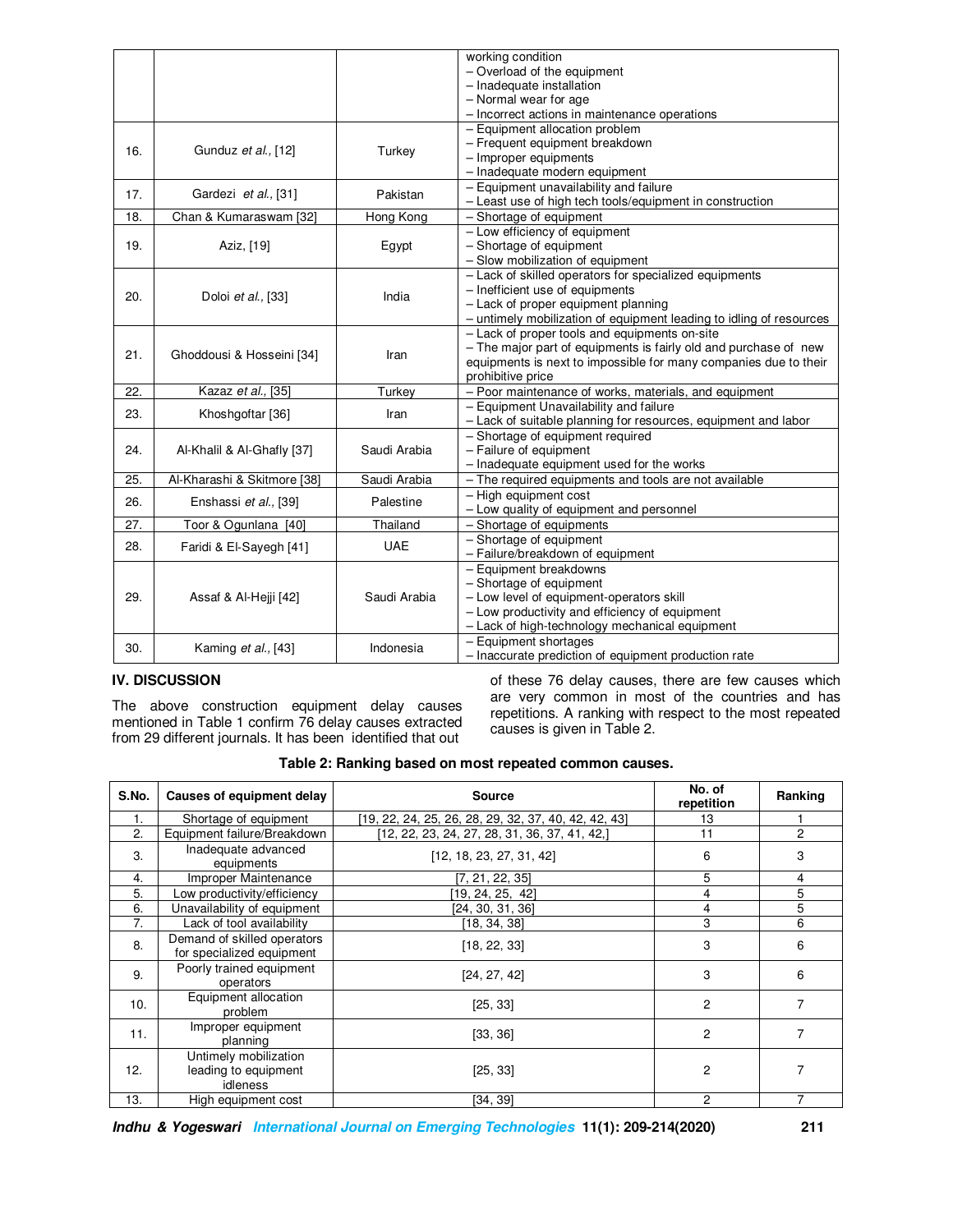| | | | |
|---|---|---|---|
| | | | working condition<br>– Overload of the equipment<br>– Inadequate installation<br>– Normal wear for age<br>– Incorrect actions in maintenance operations |
| 16. | Gunduz *et al.,* [12] | Turkey | – Equipment allocation problem<br>– Frequent equipment breakdown<br>– Improper equipments<br>– Inadequate modern equipment |
| 17. | Gardezi *et al.,* [31] | Pakistan | – Equipment unavailability and failure<br>– Least use of high tech tools/equipment in construction |
| 18. | Chan & Kumaraswam [32] | Hong Kong | – Shortage of equipment |
| 19. | Aziz, [19] | Egypt | – Low efficiency of equipment<br>– Shortage of equipment<br>– Slow mobilization of equipment |
| 20. | Doloi *et al.,* [33] | India | – Lack of skilled operators for specialized equipments<br>– Inefficient use of equipments<br>– Lack of proper equipment planning<br>– untimely mobilization of equipment leading to idling of resources |
| 21. | Ghoddousi & Hosseini [34] | Iran | – Lack of proper tools and equipments on-site<br>– The major part of equipments is fairly old and purchase of new equipments is next to impossible for many companies due to their prohibitive price |
| 22. | Kazaz *et al.,* [35] | Turkey | – Poor maintenance of works, materials, and equipment |
| 23. | Khoshgoftar [36] | Iran | – Equipment Unavailability and failure<br>– Lack of suitable planning for resources, equipment and labor |
| 24. | Al-Khalil & Al-Ghafly [37] | Saudi Arabia | – Shortage of equipment required<br>– Failure of equipment<br>– Inadequate equipment used for the works |
| 25. | Al-Kharashi & Skitmore [38] | Saudi Arabia | – The required equipments and tools are not available |
| 26. | Enshassi *et al.,* [39] | Palestine | – High equipment cost<br>– Low quality of equipment and personnel |
| 27. | Toor & Ogunlana [40] | Thailand | – Shortage of equipments |
| 28. | Faridi & El-Sayegh [41] | UAE | – Shortage of equipment<br>– Failure/breakdown of equipment |
| 29. | Assaf & Al-Hejji [42] | Saudi Arabia | – Equipment breakdowns<br>– Shortage of equipment<br>– Low level of equipment-operators skill<br>– Low productivity and efficiency of equipment<br>– Lack of high-technology mechanical equipment |
| 30. | Kaming *et al.,* [43] | Indonesia | – Equipment shortages<br>– Inaccurate prediction of equipment production rate |

## IV. DISCUSSION

The above construction equipment delay causes mentioned in Table 1 confirm 76 delay causes extracted from 29 different journals. It has been identified that out of these 76 delay causes, there are few causes which are very common in most of the countries and has repetitions. A ranking with respect to the most repeated causes is given in Table 2.

**Table 2: Ranking based on most repeated common causes.**

| S.No. | Causes of equipment delay | Source | No. of repetition | Ranking |
|---|---|---|---|---|
| 1. | Shortage of equipment | [19, 22, 24, 25, 26, 28, 29, 32, 37, 40, 42, 42, 43] | 13 | 1 |
| 2. | Equipment failure/Breakdown | [12, 22, 23, 24, 27, 28, 31, 36, 37, 41, 42,] | 11 | 2 |
| 3. | Inadequate advanced equipments | [12, 18, 23, 27, 31, 42] | 6 | 3 |
| 4. | Improper Maintenance | [7, 21, 22, 35] | 5 | 4 |
| 5. | Low productivity/efficiency | [19, 24, 25, 42] | 4 | 5 |
| 6. | Unavailability of equipment | [24, 30, 31, 36] | 4 | 5 |
| 7. | Lack of tool availability | [18, 34, 38] | 3 | 6 |
| 8. | Demand of skilled operators for specialized equipment | [18, 22, 33] | 3 | 6 |
| 9. | Poorly trained equipment operators | [24, 27, 42] | 3 | 6 |
| 10. | Equipment allocation problem | [25, 33] | 2 | 7 |
| 11. | Improper equipment planning | [33, 36] | 2 | 7 |
| 12. | Untimely mobilization leading to equipment idleness | [25, 33] | 2 | 7 |
| 13. | High equipment cost | [34, 39] | 2 | 7 |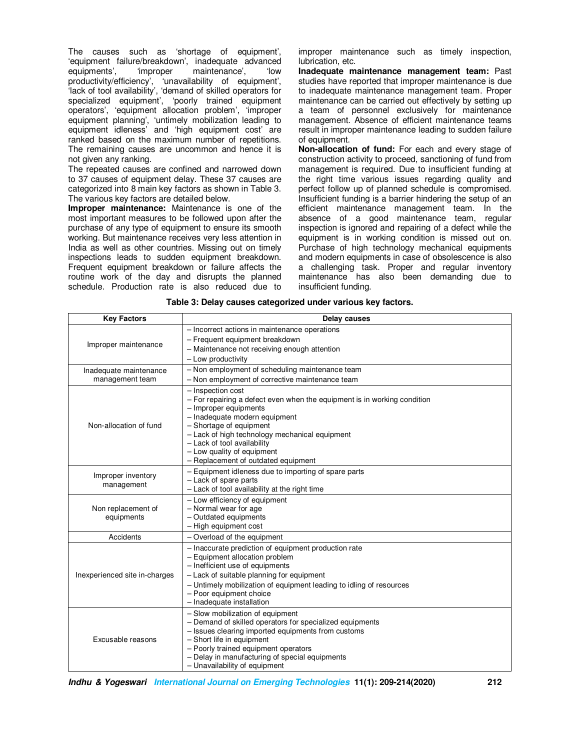The causes such as 'shortage of equipment', 'equipment failure/breakdown', inadequate advanced equipments', 'improper maintenance', 'low productivity/efficiency', 'unavailability of equipment', 'lack of tool availability', 'demand of skilled operators for specialized equipment', 'poorly trained equipment operators', 'equipment allocation problem', 'improper equipment planning', 'untimely mobilization leading to equipment idleness' and 'high equipment cost' are ranked based on the maximum number of repetitions. The remaining causes are uncommon and hence it is not given any ranking.

The repeated causes are confined and narrowed down to 37 causes of equipment delay. These 37 causes are categorized into 8 main key factors as shown in Table 3. The various key factors are detailed below.

**Improper maintenance:** Maintenance is one of the most important measures to be followed upon after the purchase of any type of equipment to ensure its smooth working. But maintenance receives very less attention in India as well as other countries. Missing out on timely inspections leads to sudden equipment breakdown. Frequent equipment breakdown or failure affects the routine work of the day and disrupts the planned schedule. Production rate is also reduced due to improper maintenance such as timely inspection, lubrication, etc.

**Inadequate maintenance management team:** Past studies have reported that improper maintenance is due to inadequate maintenance management team. Proper maintenance can be carried out effectively by setting up a team of personnel exclusively for maintenance management. Absence of efficient maintenance teams result in improper maintenance leading to sudden failure of equipment.

**Non-allocation of fund:** For each and every stage of construction activity to proceed, sanctioning of fund from management is required. Due to insufficient funding at the right time various issues regarding quality and perfect follow up of planned schedule is compromised. Insufficient funding is a barrier hindering the setup of an efficient maintenance management team. In the absence of a good maintenance team, regular inspection is ignored and repairing of a defect while the equipment is in working condition is missed out on. Purchase of high technology mechanical equipments and modern equipments in case of obsolescence is also a challenging task. Proper and regular inventory maintenance has also been demanding due to insufficient funding.

**Table 3: Delay causes categorized under various key factors.**

| Key Factors | Delay causes |
|---|---|
| Improper maintenance | – Incorrect actions in maintenance operations<br>– Frequent equipment breakdown<br>– Maintenance not receiving enough attention<br>– Low productivity |
| Inadequate maintenance management team | – Non employment of scheduling maintenance team<br>– Non employment of corrective maintenance team |
| Non-allocation of fund | – Inspection cost<br>– For repairing a defect even when the equipment is in working condition<br>– Improper equipments<br>– Inadequate modern equipment<br>– Shortage of equipment<br>– Lack of high technology mechanical equipment<br>– Lack of tool availability<br>– Low quality of equipment<br>– Replacement of outdated equipment |
| Improper inventory management | – Equipment idleness due to importing of spare parts<br>– Lack of spare parts<br>– Lack of tool availability at the right time |
| Non replacement of equipments | – Low efficiency of equipment<br>– Normal wear for age<br>– Outdated equipments<br>– High equipment cost |
| Accidents | – Overload of the equipment |
| Inexperienced site in-charges | – Inaccurate prediction of equipment production rate<br>– Equipment allocation problem<br>– Inefficient use of equipments<br>– Lack of suitable planning for equipment<br>– Untimely mobilization of equipment leading to idling of resources<br>– Poor equipment choice<br>– Inadequate installation |
| Excusable reasons | – Slow mobilization of equipment<br>– Demand of skilled operators for specialized equipments<br>– Issues clearing imported equipments from customs<br>– Short life in equipment<br>– Poorly trained equipment operators<br>– Delay in manufacturing of special equipments<br>– Unavailability of equipment |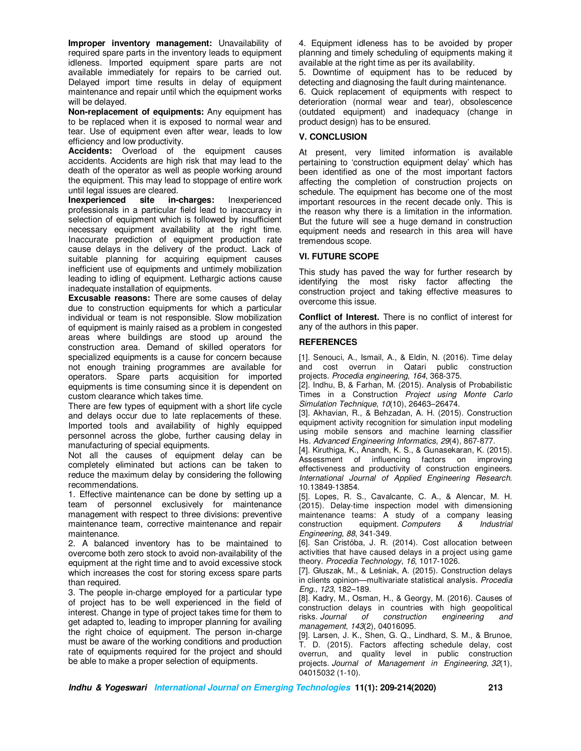**Improper inventory management:** Unavailability of required spare parts in the inventory leads to equipment idleness. Imported equipment spare parts are not available immediately for repairs to be carried out. Delayed import time results in delay of equipment maintenance and repair until which the equipment works will be delayed.

**Non-replacement of equipments:** Any equipment has to be replaced when it is exposed to normal wear and tear. Use of equipment even after wear, leads to low efficiency and low productivity.

**Accidents:** Overload of the equipment causes accidents. Accidents are high risk that may lead to the death of the operator as well as people working around the equipment. This may lead to stoppage of entire work until legal issues are cleared.

**Inexperienced site in-charges:** Inexperienced professionals in a particular field lead to inaccuracy in selection of equipment which is followed by insufficient necessary equipment availability at the right time. Inaccurate prediction of equipment production rate cause delays in the delivery of the product. Lack of suitable planning for acquiring equipment causes inefficient use of equipments and untimely mobilization leading to idling of equipment. Lethargic actions cause inadequate installation of equipments.

**Excusable reasons:** There are some causes of delay due to construction equipments for which a particular individual or team is not responsible. Slow mobilization of equipment is mainly raised as a problem in congested areas where buildings are stood up around the construction area. Demand of skilled operators for specialized equipments is a cause for concern because not enough training programmes are available for operators. Spare parts acquisition for imported equipments is time consuming since it is dependent on custom clearance which takes time.

There are few types of equipment with a short life cycle and delays occur due to late replacements of these. Imported tools and availability of highly equipped personnel across the globe, further causing delay in manufacturing of special equipments.

Not all the causes of equipment delay can be completely eliminated but actions can be taken to reduce the maximum delay by considering the following recommendations.

1. Effective maintenance can be done by setting up a team of personnel exclusively for maintenance management with respect to three divisions: preventive maintenance team, corrective maintenance and repair maintenance.
2. A balanced inventory has to be maintained to overcome both zero stock to avoid non-availability of the equipment at the right time and to avoid excessive stock which increases the cost for storing excess spare parts than required.
3. The people in-charge employed for a particular type of project has to be well experienced in the field of interest. Change in type of project takes time for them to get adapted to, leading to improper planning for availing the right choice of equipment. The person in-charge must be aware of the working conditions and production rate of equipments required for the project and should be able to make a proper selection of equipments.
4. Equipment idleness has to be avoided by proper planning and timely scheduling of equipments making it available at the right time as per its availability.
5. Downtime of equipment has to be reduced by detecting and diagnosing the fault during maintenance.
6. Quick replacement of equipments with respect to deterioration (normal wear and tear), obsolescence (outdated equipment) and inadequacy (change in product design) has to be ensured.

## V. CONCLUSION

At present, very limited information is available pertaining to 'construction equipment delay' which has been identified as one of the most important factors affecting the completion of construction projects on schedule. The equipment has become one of the most important resources in the recent decade only. This is the reason why there is a limitation in the information. But the future will see a huge demand in construction equipment needs and research in this area will have tremendous scope.

## VI. FUTURE SCOPE

This study has paved the way for further research by identifying the most risky factor affecting the construction project and taking effective measures to overcome this issue.

**Conflict of Interest.** There is no conflict of interest for any of the authors in this paper.

## REFERENCES

[1]. Senouci, A., Ismail, A., & Eldin, N. (2016). Time delay and cost overrun in Qatari public construction projects. *Procedia engineering*, *164*, 368-375.

[2]. Indhu, B, & Farhan, M. (2015). Analysis of Probabilistic Times in a Construction *Project using Monte Carlo Simulation Technique*, *10*(10), 26463–26474.

[3]. Akhavian, R., & Behzadan, A. H. (2015). Construction equipment activity recognition for simulation input modeling using mobile sensors and machine learning classifier Hs. *Advanced Engineering Informatics*, *29*(4), 867-877.

[4]. Kiruthiga, K., Anandh, K. S., & Gunasekaran, K. (2015). Assessment of influencing factors on improving effectiveness and productivity of construction engineers. *International Journal of Applied Engineering Research*. 10.13849-13854.

[5]. Lopes, R. S., Cavalcante, C. A., & Alencar, M. H. (2015). Delay-time inspection model with dimensioning maintenance teams: A study of a company leasing construction equipment. *Computers & Industrial Engineering*, *88*, 341-349.

[6]. San Cristóba, J. R. (2014). Cost allocation between activities that have caused delays in a project using game theory. *Procedia Technology*, *16*, 1017-1026.

[7]. Głuszak, M., & Leśniak, A. (2015). Construction delays in clients opinion—multivariate statistical analysis. *Procedia Eng., 123*, 182–189.

[8]. Kadry, M., Osman, H., & Georgy, M. (2016). Causes of construction delays in countries with high geopolitical risks. *Journal of construction engineering and management*, *143*(2), 04016095.

[9]. Larsen, J. K., Shen, G. Q., Lindhard, S. M., & Brunoe, T. D. (2015). Factors affecting schedule delay, cost overrun, and quality level in public construction projects. *Journal of Management in Engineering*, *32*(1), 04015032 (1-10).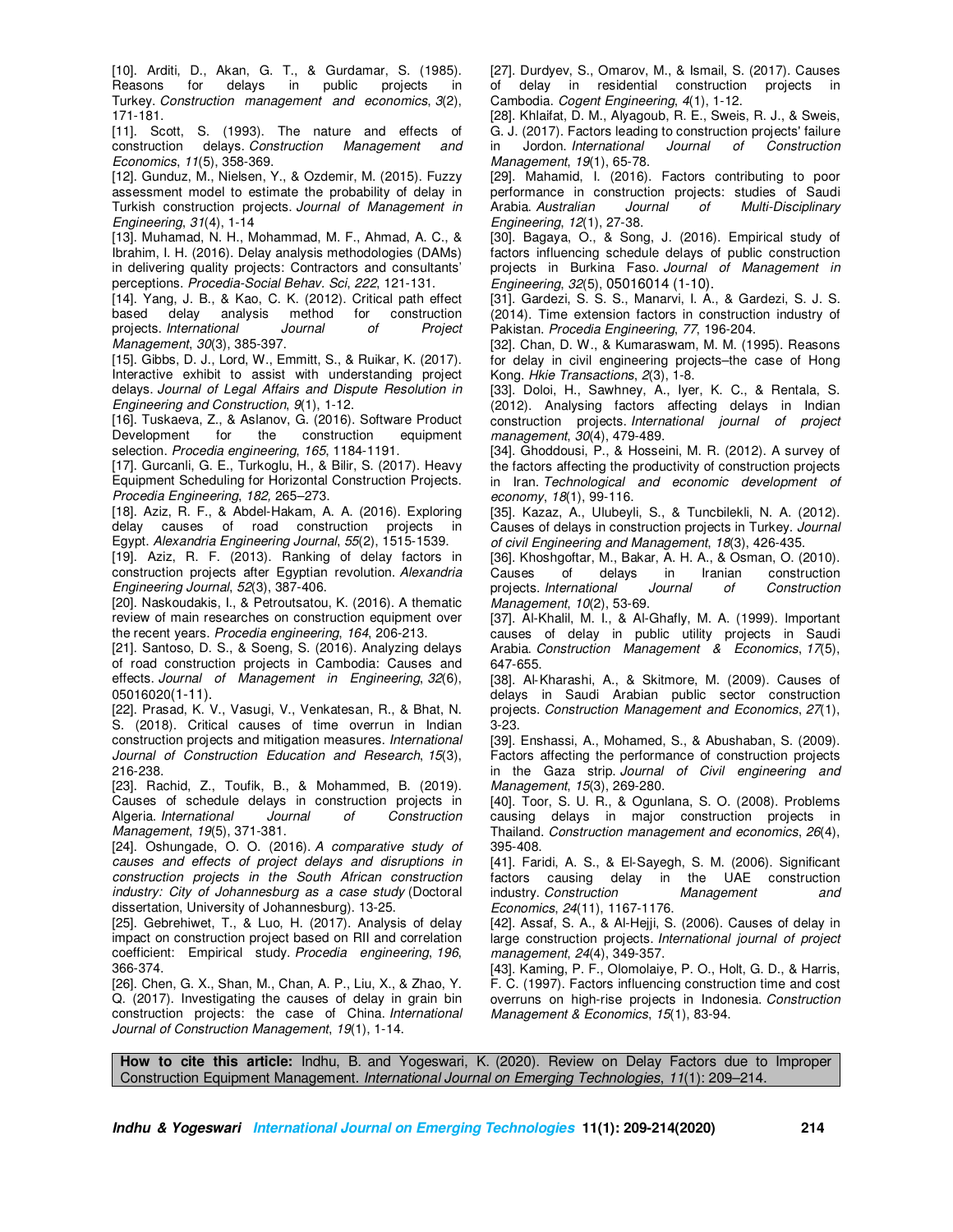[10]. Arditi, D., Akan, G. T., & Gurdamar, S. (1985). Reasons for delays in public projects in Turkey. *Construction management and economics*, *3*(2), 171-181.

[11]. Scott, S. (1993). The nature and effects of construction delays. *Construction Management and Economics*, *11*(5), 358-369.

[12]. Gunduz, M., Nielsen, Y., & Ozdemir, M. (2015). Fuzzy assessment model to estimate the probability of delay in Turkish construction projects. *Journal of Management in Engineering*, *31*(4), 1-14

[13]. Muhamad, N. H., Mohammad, M. F., Ahmad, A. C., & Ibrahim, I. H. (2016). Delay analysis methodologies (DAMs) in delivering quality projects: Contractors and consultants' perceptions. *Procedia-Social Behav. Sci*, *222*, 121-131.

[14]. Yang, J. B., & Kao, C. K. (2012). Critical path effect based delay analysis method for construction projects. *International Journal of Project Management*, *30*(3), 385-397.

[15]. Gibbs, D. J., Lord, W., Emmitt, S., & Ruikar, K. (2017). Interactive exhibit to assist with understanding project delays. *Journal of Legal Affairs and Dispute Resolution in Engineering and Construction*, *9*(1), 1-12.

[16]. Tuskaeva, Z., & Aslanov, G. (2016). Software Product Development for the construction equipment selection. *Procedia engineering*, *165*, 1184-1191.

[17]. Gurcanli, G. E., Turkoglu, H., & Bilir, S. (2017). Heavy Equipment Scheduling for Horizontal Construction Projects. *Procedia Engineering*, *182,* 265–273.

[18]. Aziz, R. F., & Abdel-Hakam, A. A. (2016). Exploring delay causes of road construction projects in Egypt. *Alexandria Engineering Journal*, *55*(2), 1515-1539.

[19]. Aziz, R. F. (2013). Ranking of delay factors in construction projects after Egyptian revolution. *Alexandria Engineering Journal*, *52*(3), 387-406.

[20]. Naskoudakis, I., & Petroutsatou, K. (2016). A thematic review of main researches on construction equipment over the recent years. *Procedia engineering*, *164*, 206-213.

[21]. Santoso, D. S., & Soeng, S. (2016). Analyzing delays of road construction projects in Cambodia: Causes and effects. *Journal of Management in Engineering*, *32*(6), 05016020(1-11).

[22]. Prasad, K. V., Vasugi, V., Venkatesan, R., & Bhat, N. S. (2018). Critical causes of time overrun in Indian construction projects and mitigation measures. *International Journal of Construction Education and Research*, *15*(3), 216-238.

[23]. Rachid, Z., Toufik, B., & Mohammed, B. (2019). Causes of schedule delays in construction projects in Algeria. *International Journal of Construction Management*, *19*(5), 371-381.

[24]. Oshungade, O. O. (2016). *A comparative study of causes and effects of project delays and disruptions in construction projects in the South African construction industry: City of Johannesburg as a case study* (Doctoral dissertation, University of Johannesburg). 13-25.

[25]. Gebrehiwet, T., & Luo, H. (2017). Analysis of delay impact on construction project based on RII and correlation coefficient: Empirical study. *Procedia engineering*, *196*, 366-374.

[26]. Chen, G. X., Shan, M., Chan, A. P., Liu, X., & Zhao, Y. Q. (2017). Investigating the causes of delay in grain bin construction projects: the case of China. *International Journal of Construction Management*, *19*(1), 1-14.

[27]. Durdyev, S., Omarov, M., & Ismail, S. (2017). Causes of delay in residential construction projects in Cambodia. *Cogent Engineering*, *4*(1), 1-12.

[28]. Khlaifat, D. M., Alyagoub, R. E., Sweis, R. J., & Sweis, G. J. (2017). Factors leading to construction projects' failure in Jordon. *International Journal of Construction Management*, *19*(1), 65-78.

[29]. Mahamid, I. (2016). Factors contributing to poor performance in construction projects: studies of Saudi Arabia. *Australian Journal of Multi-Disciplinary Engineering*, *12*(1), 27-38.

[30]. Bagaya, O., & Song, J. (2016). Empirical study of factors influencing schedule delays of public construction projects in Burkina Faso. *Journal of Management in Engineering*, *32*(5), 05016014 (1-10).

[31]. Gardezi, S. S. S., Manarvi, I. A., & Gardezi, S. J. S. (2014). Time extension factors in construction industry of Pakistan. *Procedia Engineering*, *77*, 196-204.

[32]. Chan, D. W., & Kumaraswam, M. M. (1995). Reasons for delay in civil engineering projects–the case of Hong Kong. *Hkie Transactions*, *2*(3), 1-8.

[33]. Doloi, H., Sawhney, A., Iyer, K. C., & Rentala, S. (2012). Analysing factors affecting delays in Indian construction projects. *International journal of project management*, *30*(4), 479-489.

[34]. Ghoddousi, P., & Hosseini, M. R. (2012). A survey of the factors affecting the productivity of construction projects in Iran. *Technological and economic development of economy*, *18*(1), 99-116.

[35]. Kazaz, A., Ulubeyli, S., & Tuncbilekli, N. A. (2012). Causes of delays in construction projects in Turkey. *Journal of civil Engineering and Management*, *18*(3), 426-435.

[36]. Khoshgoftar, M., Bakar, A. H. A., & Osman, O. (2010). Causes of delays in Iranian construction projects. *International Journal of Construction Management*, *10*(2), 53-69.

[37]. Al-Khalil, M. I., & Al-Ghafly, M. A. (1999). Important causes of delay in public utility projects in Saudi Arabia. *Construction Management & Economics*, *17*(5), 647-655.

[38]. Al-Kharashi, A., & Skitmore, M. (2009). Causes of delays in Saudi Arabian public sector construction projects. *Construction Management and Economics*, *27*(1), 3-23.

[39]. Enshassi, A., Mohamed, S., & Abushaban, S. (2009). Factors affecting the performance of construction projects in the Gaza strip. *Journal of Civil engineering and Management*, *15*(3), 269-280.

[40]. Toor, S. U. R., & Ogunlana, S. O. (2008). Problems causing delays in major construction projects in Thailand. *Construction management and economics*, *26*(4), 395-408.

[41]. Faridi, A. S., & El-Sayegh, S. M. (2006). Significant factors causing delay in the UAE construction industry. *Construction Management and Economics*, *24*(11), 1167-1176.

[42]. Assaf, S. A., & Al-Hejji, S. (2006). Causes of delay in large construction projects. *International journal of project management*, *24*(4), 349-357.

[43]. Kaming, P. F., Olomolaiye, P. O., Holt, G. D., & Harris, F. C. (1997). Factors influencing construction time and cost overruns on high-rise projects in Indonesia. *Construction Management & Economics*, *15*(1), 83-94.

**How to cite this article:** Indhu, B. and Yogeswari, K. (2020). Review on Delay Factors due to Improper Construction Equipment Management. *International Journal on Emerging Technologies*, *11*(1): 209–214.